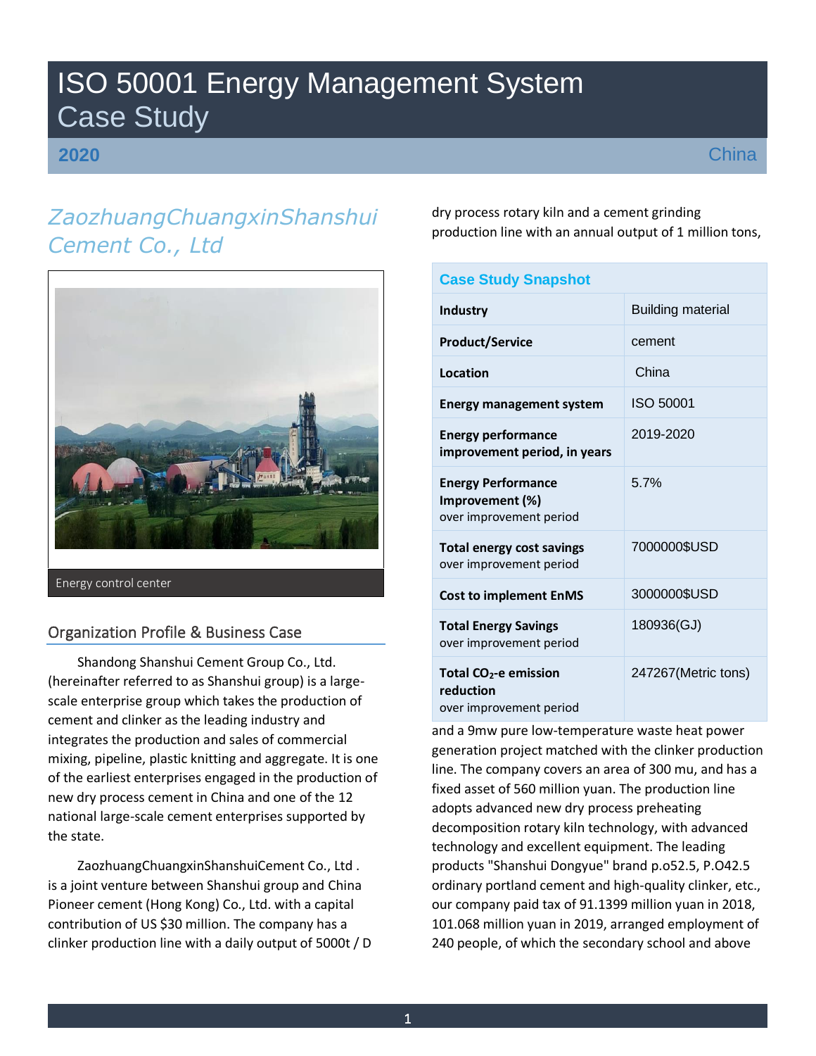# ISO 50001 Energy Management System Case Study

**2020** China

## *ZaozhuangChuangxinShanshui Cement Co., Ltd*

Energy control center

### Organization Profile & Business Case

Shandong Shanshui Cement Group Co., Ltd. (hereinafter referred to as Shanshui group) is a large-scale enterprise group which takes the production of cement and clinker as the leading industry and integrates the production and sales of commercial mixing, pipeline, plastic knitting and aggregate. It is one of the earliest enterprises engaged in the production of new dry process cement in China and one of the 12 national large-scale cement enterprises supported by the state.

ZaozhuangChuangxinShanshuiCement Co., Ltd . is a joint venture between Shanshui group and China Pioneer cement (Hong Kong) Co., Ltd. with a capital contribution of US $30 million. The company has a clinker production line with a daily output of 5000t / D dry process rotary kiln and a cement grinding production line with an annual output of 1 million tons, and a 9mw pure low-temperature waste heat power generation project matched with the clinker production line. The company covers an area of 300 mu, and has a fixed asset of 560 million yuan. The production line adopts advanced new dry process preheating decomposition rotary kiln technology, with advanced technology and excellent equipment. The leading products "Shanshui Dongyue" brand p.o52.5, P.O42.5 ordinary portland cement and high-quality clinker, etc., our company paid tax of 91.1399 million yuan in 2018, 101.068 million yuan in 2019, arranged employment of 240 people, of which the secondary school and above

| Case Study Snapshot | |
|---|---|
| **Industry** | Building material |
| **Product/Service** | cement |
| **Location** | China |
| **Energy management system** | ISO 50001 |
| **Energy performance improvement period, in years** | 2019-2020 |
| **Energy Performance Improvement (%)** over improvement period | 5.7% |
| **Total energy cost savings** over improvement period | 7000000$USD |
| **Cost to implement EnMS** | 3000000$USD |
| **Total Energy Savings** over improvement period | 180936(GJ) |
| **Total $CO_2$-e emission reduction** over improvement period | 247267(Metric tons) |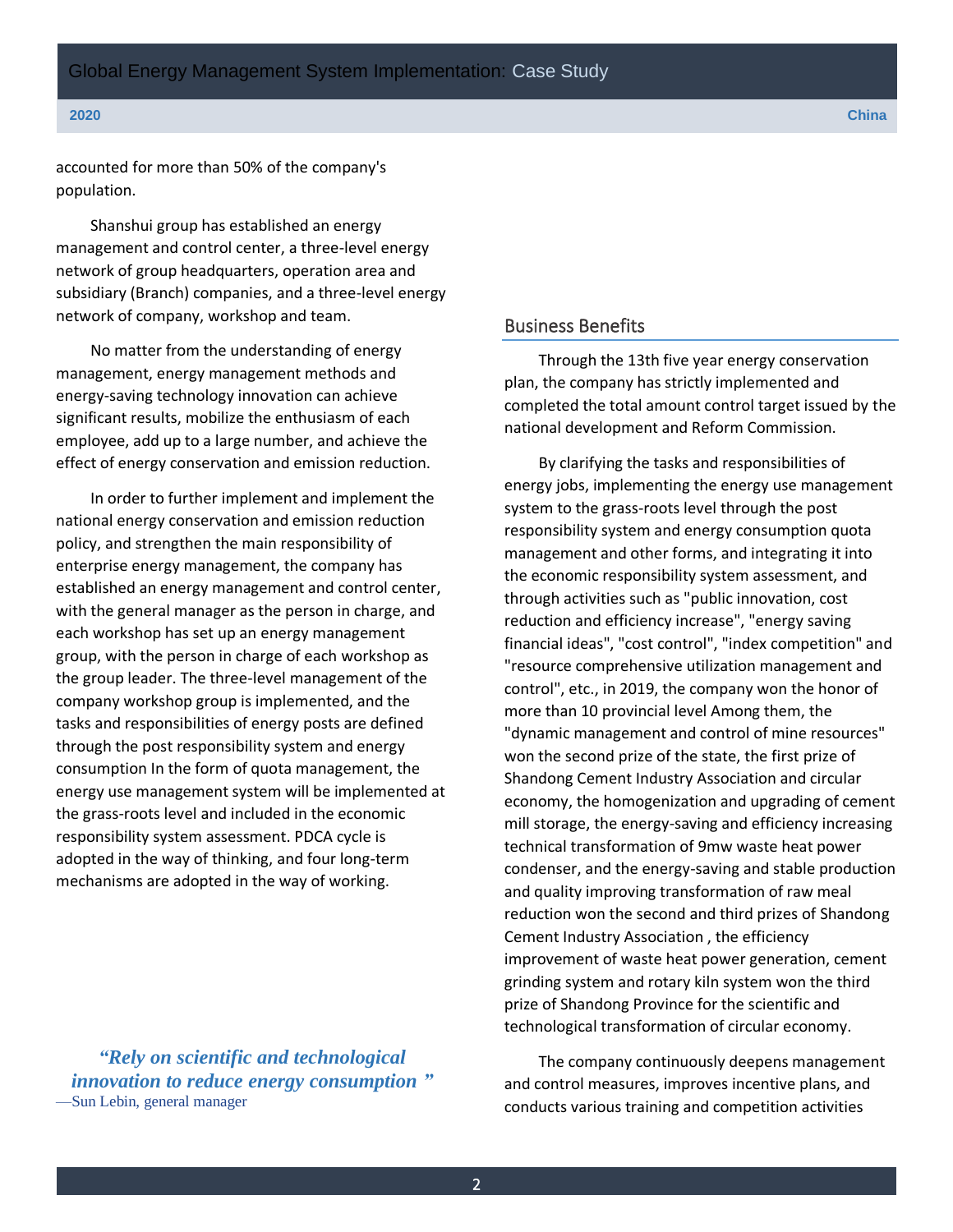accounted for more than 50% of the company's population.

Shanshui group has established an energy management and control center, a three-level energy network of group headquarters, operation area and subsidiary (Branch) companies, and a three-level energy network of company, workshop and team.

No matter from the understanding of energy management, energy management methods and energy-saving technology innovation can achieve significant results, mobilize the enthusiasm of each employee, add up to a large number, and achieve the effect of energy conservation and emission reduction.

In order to further implement and implement the national energy conservation and emission reduction policy, and strengthen the main responsibility of enterprise energy management, the company has established an energy management and control center, with the general manager as the person in charge, and each workshop has set up an energy management group, with the person in charge of each workshop as the group leader. The three-level management of the company workshop group is implemented, and the tasks and responsibilities of energy posts are defined through the post responsibility system and energy consumption In the form of quota management, the energy use management system will be implemented at the grass-roots level and included in the economic responsibility system assessment. PDCA cycle is adopted in the way of thinking, and four long-term mechanisms are adopted in the way of working.

> *"Rely on scientific and technological innovation to reduce energy consumption "*
> —Sun Lebin, general manager

## Business Benefits

Through the 13th five year energy conservation plan, the company has strictly implemented and completed the total amount control target issued by the national development and Reform Commission.

By clarifying the tasks and responsibilities of energy jobs, implementing the energy use management system to the grass-roots level through the post responsibility system and energy consumption quota management and other forms, and integrating it into the economic responsibility system assessment, and through activities such as "public innovation, cost reduction and efficiency increase", "energy saving financial ideas", "cost control", "index competition" and "resource comprehensive utilization management and control", etc., in 2019, the company won the honor of more than 10 provincial level Among them, the "dynamic management and control of mine resources" won the second prize of the state, the first prize of Shandong Cement Industry Association and circular economy, the homogenization and upgrading of cement mill storage, the energy-saving and efficiency increasing technical transformation of 9mw waste heat power condenser, and the energy-saving and stable production and quality improving transformation of raw meal reduction won the second and third prizes of Shandong Cement Industry Association , the efficiency improvement of waste heat power generation, cement grinding system and rotary kiln system won the third prize of Shandong Province for the scientific and technological transformation of circular economy.

The company continuously deepens management and control measures, improves incentive plans, and conducts various training and competition activities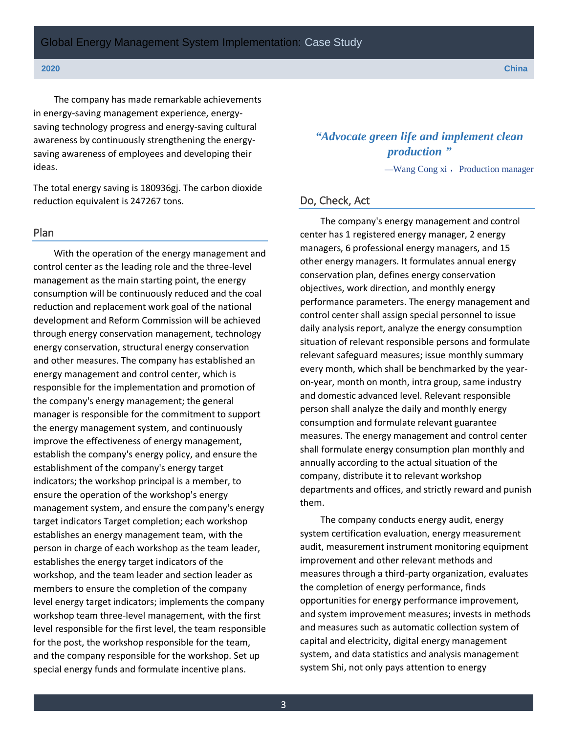The company has made remarkable achievements in energy-saving management experience, energy-saving technology progress and energy-saving cultural awareness by continuously strengthening the energy-saving awareness of employees and developing their ideas.

The total energy saving is 180936gj. The carbon dioxide reduction equivalent is 247267 tons.

## Plan

With the operation of the energy management and control center as the leading role and the three-level management as the main starting point, the energy consumption will be continuously reduced and the coal reduction and replacement work goal of the national development and Reform Commission will be achieved through energy conservation management, technology energy conservation, structural energy conservation and other measures. The company has established an energy management and control center, which is responsible for the implementation and promotion of the company's energy management; the general manager is responsible for the commitment to support the energy management system, and continuously improve the effectiveness of energy management, establish the company's energy policy, and ensure the establishment of the company's energy target indicators; the workshop principal is a member, to ensure the operation of the workshop's energy management system, and ensure the company's energy target indicators Target completion; each workshop establishes an energy management team, with the person in charge of each workshop as the team leader, establishes the energy target indicators of the workshop, and the team leader and section leader as members to ensure the completion of the company level energy target indicators; implements the company workshop team three-level management, with the first level responsible for the first level, the team responsible for the post, the workshop responsible for the team, and the company responsible for the workshop. Set up special energy funds and formulate incentive plans.

> ***"Advocate green life and implement clean production "***
>
> —Wang Cong xi， Production manager

## Do, Check, Act

The company's energy management and control center has 1 registered energy manager, 2 energy managers, 6 professional energy managers, and 15 other energy managers. It formulates annual energy conservation plan, defines energy conservation objectives, work direction, and monthly energy performance parameters. The energy management and control center shall assign special personnel to issue daily analysis report, analyze the energy consumption situation of relevant responsible persons and formulate relevant safeguard measures; issue monthly summary every month, which shall be benchmarked by the year-on-year, month on month, intra group, same industry and domestic advanced level. Relevant responsible person shall analyze the daily and monthly energy consumption and formulate relevant guarantee measures. The energy management and control center shall formulate energy consumption plan monthly and annually according to the actual situation of the company, distribute it to relevant workshop departments and offices, and strictly reward and punish them.

The company conducts energy audit, energy system certification evaluation, energy measurement audit, measurement instrument monitoring equipment improvement and other relevant methods and measures through a third-party organization, evaluates the completion of energy performance, finds opportunities for energy performance improvement, and system improvement measures; invests in methods and measures such as automatic collection system of capital and electricity, digital energy management system, and data statistics and analysis management system Shi, not only pays attention to energy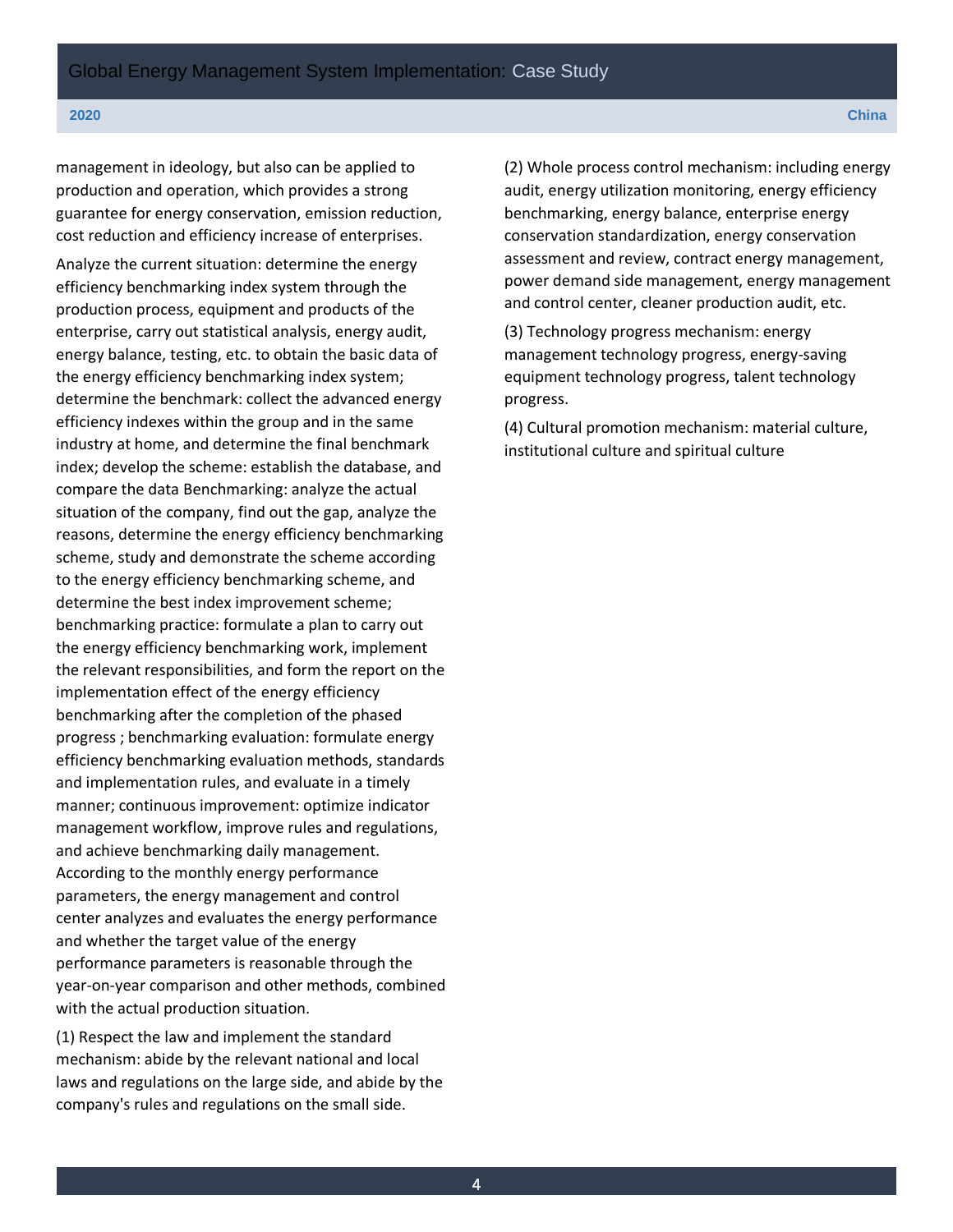management in ideology, but also can be applied to production and operation, which provides a strong guarantee for energy conservation, emission reduction, cost reduction and efficiency increase of enterprises.

Analyze the current situation: determine the energy efficiency benchmarking index system through the production process, equipment and products of the enterprise, carry out statistical analysis, energy audit, energy balance, testing, etc. to obtain the basic data of the energy efficiency benchmarking index system; determine the benchmark: collect the advanced energy efficiency indexes within the group and in the same industry at home, and determine the final benchmark index; develop the scheme: establish the database, and compare the data Benchmarking: analyze the actual situation of the company, find out the gap, analyze the reasons, determine the energy efficiency benchmarking scheme, study and demonstrate the scheme according to the energy efficiency benchmarking scheme, and determine the best index improvement scheme; benchmarking practice: formulate a plan to carry out the energy efficiency benchmarking work, implement the relevant responsibilities, and form the report on the implementation effect of the energy efficiency benchmarking after the completion of the phased progress ; benchmarking evaluation: formulate energy efficiency benchmarking evaluation methods, standards and implementation rules, and evaluate in a timely manner; continuous improvement: optimize indicator management workflow, improve rules and regulations, and achieve benchmarking daily management. According to the monthly energy performance parameters, the energy management and control center analyzes and evaluates the energy performance and whether the target value of the energy performance parameters is reasonable through the year-on-year comparison and other methods, combined with the actual production situation.

(1) Respect the law and implement the standard mechanism: abide by the relevant national and local laws and regulations on the large side, and abide by the company's rules and regulations on the small side.

(2) Whole process control mechanism: including energy audit, energy utilization monitoring, energy efficiency benchmarking, energy balance, enterprise energy conservation standardization, energy conservation assessment and review, contract energy management, power demand side management, energy management and control center, cleaner production audit, etc.

(3) Technology progress mechanism: energy management technology progress, energy-saving equipment technology progress, talent technology progress.

(4) Cultural promotion mechanism: material culture, institutional culture and spiritual culture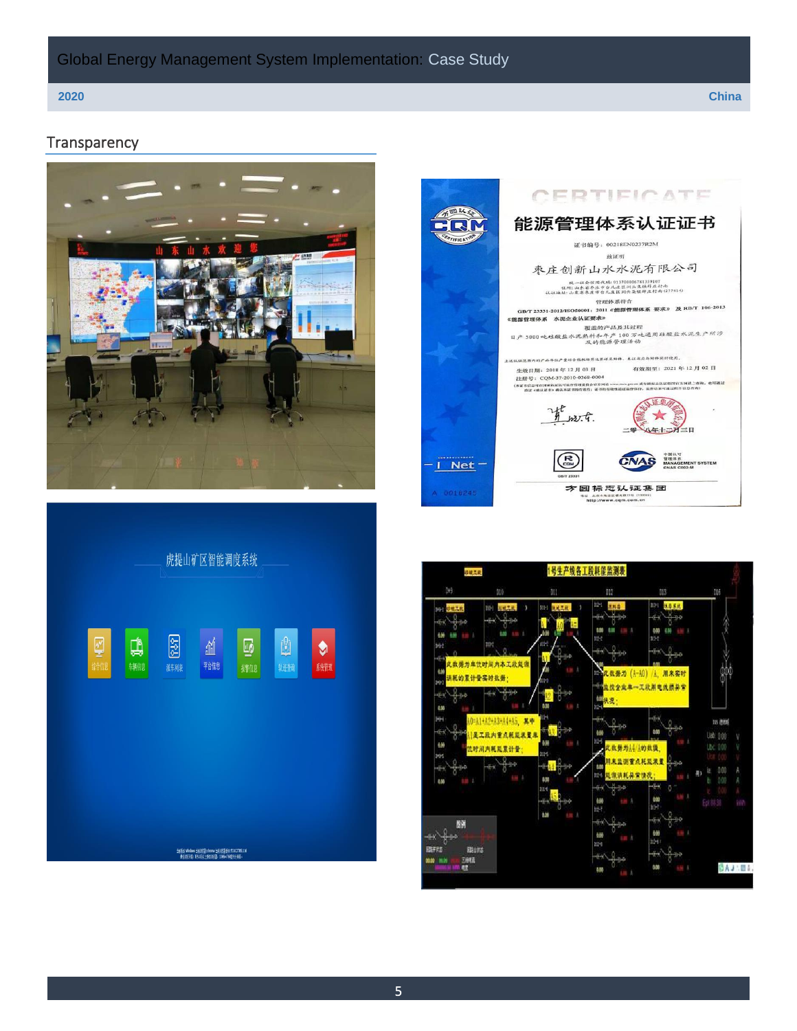## Transparency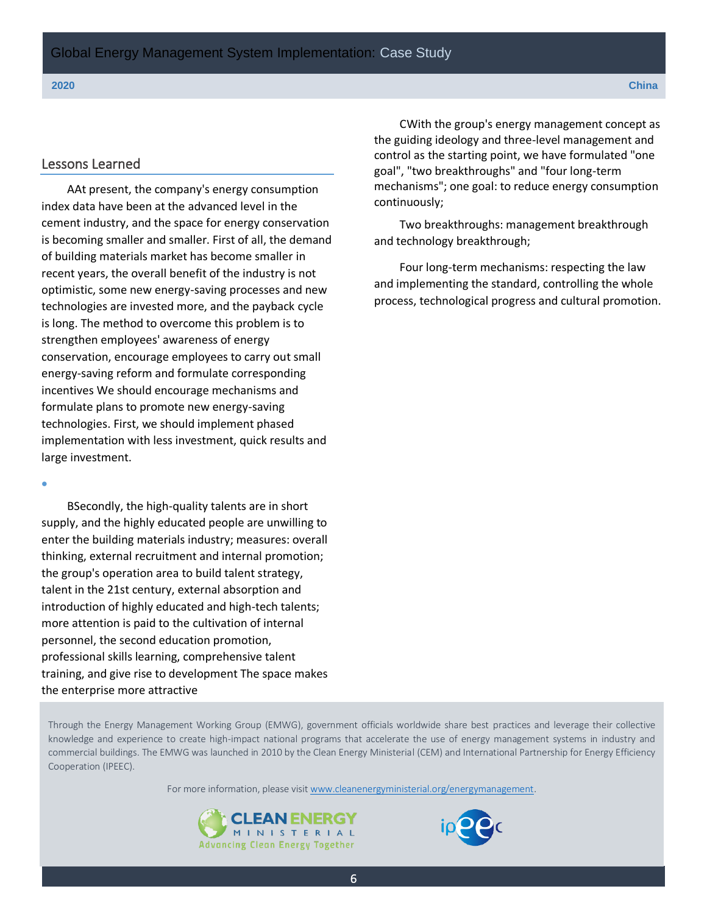## Lessons Learned

AAt present, the company's energy consumption index data have been at the advanced level in the cement industry, and the space for energy conservation is becoming smaller and smaller. First of all, the demand of building materials market has become smaller in recent years, the overall benefit of the industry is not optimistic, some new energy-saving processes and new technologies are invested more, and the payback cycle is long. The method to overcome this problem is to strengthen employees' awareness of energy conservation, encourage employees to carry out small energy-saving reform and formulate corresponding incentives We should encourage mechanisms and formulate plans to promote new energy-saving technologies. First, we should implement phased implementation with less investment, quick results and large investment.

•

BSecondly, the high-quality talents are in short supply, and the highly educated people are unwilling to enter the building materials industry; measures: overall thinking, external recruitment and internal promotion; the group's operation area to build talent strategy, talent in the 21st century, external absorption and introduction of highly educated and high-tech talents; more attention is paid to the cultivation of internal personnel, the second education promotion, professional skills learning, comprehensive talent training, and give rise to development The space makes the enterprise more attractive

CWith the group's energy management concept as the guiding ideology and three-level management and control as the starting point, we have formulated "one goal", "two breakthroughs" and "four long-term mechanisms"; one goal: to reduce energy consumption continuously;

Two breakthroughs: management breakthrough and technology breakthrough;

Four long-term mechanisms: respecting the law and implementing the standard, controlling the whole process, technological progress and cultural promotion.

Through the Energy Management Working Group (EMWG), government officials worldwide share best practices and leverage their collective knowledge and experience to create high-impact national programs that accelerate the use of energy management systems in industry and commercial buildings. The EMWG was launched in 2010 by the Clean Energy Ministerial (CEM) and International Partnership for Energy Efficiency Cooperation (IPEEC).

For more information, please visit www.cleanenergyministerial.org/energymanagement.

CLEAN ENERGY MINISTERIAL Advancing Clean Energy Together

ipeec